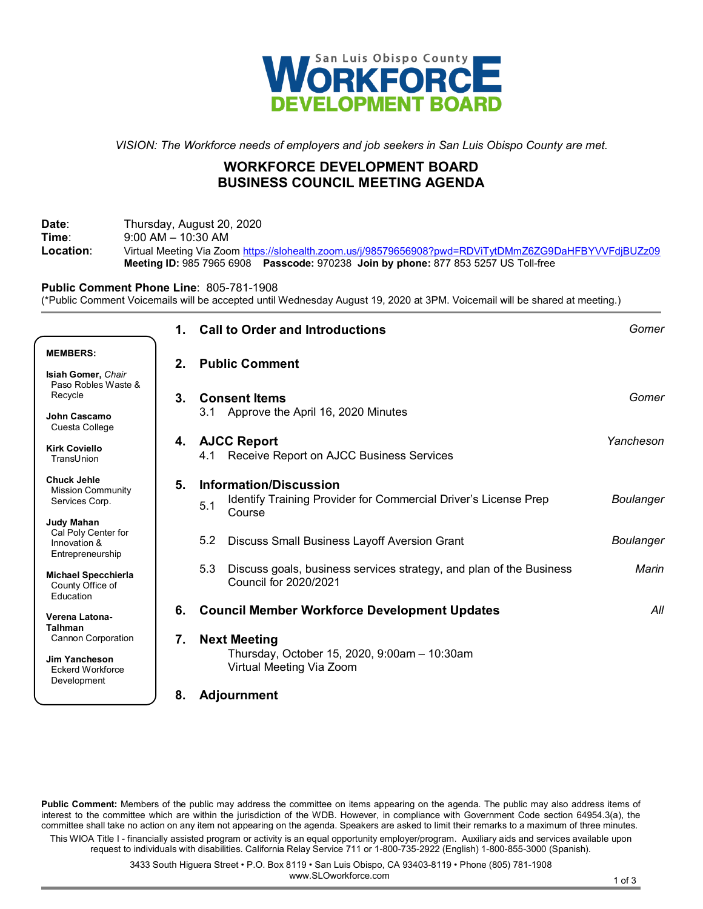San Luis Obispo County **WORKFORCE DEVELOPMENT BOARD**

*VISION: The Workforce needs of employers and job seekers in San Luis Obispo County are met.*

# WORKFORCE DEVELOPMENT BOARD BUSINESS COUNCIL MEETING AGENDA

**Date**: Thursday, August 20, 2020
**Time**: 9:00 AM – 10:30 AM
**Location**: Virtual Meeting Via Zoom https://slohealth.zoom.us/j/98579656908?pwd=RDViTytDMmZ6ZG9DaHFBYVVFdjBUZz09
**Meeting ID:** 985 7965 6908 **Passcode:** 970238 **Join by phone:** 877 853 5257 US Toll-free

**Public Comment Phone Line**: 805-781-1908
(*Public Comment Voicemails will be accepted until Wednesday August 19, 2020 at 3PM. Voicemail will be shared at meeting.)

**MEMBERS:**

- **Isiah Gomer,** *Chair* – Paso Robles Waste & Recycle
- **John Cascamo** – Cuesta College
- **Kirk Coviello** – TransUnion
- **Chuck Jehle** – Mission Community Services Corp.
- **Judy Mahan** – Cal Poly Center for Innovation & Entrepreneurship
- **Michael Specchierla** – County Office of Education
- **Verena Latona-Talhman** – Cannon Corporation
- **Jim Yancheson** – Eckerd Workforce Development

## 1. Call to Order and Introductions — *Gomer*

## 2. Public Comment

## 3. Consent Items — *Gomer*

3.1 Approve the April 16, 2020 Minutes

## 4. AJCC Report — *Yancheson*

4.1 Receive Report on AJCC Business Services

## 5. Information/Discussion

5.1 Identify Training Provider for Commercial Driver's License Prep Course — *Boulanger*

5.2 Discuss Small Business Layoff Aversion Grant — *Boulanger*

5.3 Discuss goals, business services strategy, and plan of the Business Council for 2020/2021 — *Marin*

## 6. Council Member Workforce Development Updates — *All*

## 7. Next Meeting

Thursday, October 15, 2020, 9:00am – 10:30am
Virtual Meeting Via Zoom

## 8. Adjournment

**Public Comment:** Members of the public may address the committee on items appearing on the agenda. The public may also address items of interest to the committee which are within the jurisdiction of the WDB. However, in compliance with Government Code section 64954.3(a), the committee shall take no action on any item not appearing on the agenda. Speakers are asked to limit their remarks to a maximum of three minutes.

This WIOA Title I - financially assisted program or activity is an equal opportunity employer/program. Auxiliary aids and services available upon request to individuals with disabilities. California Relay Service 711 or 1-800-735-2922 (English) 1-800-855-3000 (Spanish).

3433 South Higuera Street • P.O. Box 8119 • San Luis Obispo, CA 93403-8119 • Phone (805) 781-1908
www.SLOworkforce.com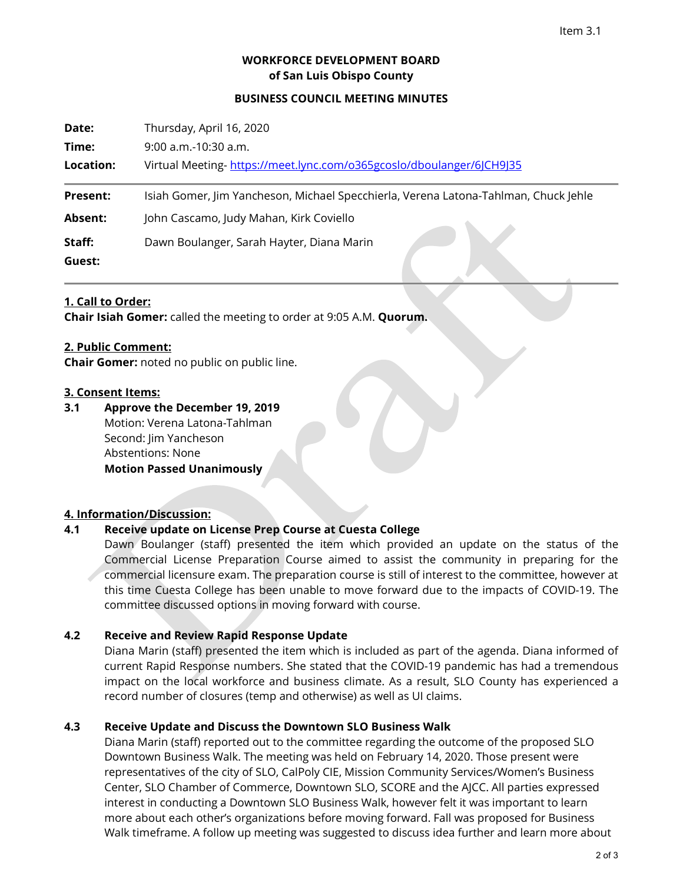Item 3.1

**WORKFORCE DEVELOPMENT BOARD**
**of San Luis Obispo County**

**BUSINESS COUNCIL MEETING MINUTES**

| | |
|---|---|
| **Date:** | Thursday, April 16, 2020 |
| **Time:** | 9:00 a.m.-10:30 a.m. |
| **Location:** | Virtual Meeting- https://meet.lync.com/o365gcoslo/dboulanger/6JCH9J35 |
| **Present:** | Isiah Gomer, Jim Yancheson, Michael Specchierla, Verena Latona-Tahlman, Chuck Jehle |
| **Absent:** | John Cascamo, Judy Mahan, Kirk Coviello |
| **Staff:** | Dawn Boulanger, Sarah Hayter, Diana Marin |
| **Guest:** | |

**1. Call to Order:**
**Chair Isiah Gomer:** called the meeting to order at 9:05 A.M. **Quorum.**

**2. Public Comment:**
**Chair Gomer:** noted no public on public line.

**3. Consent Items:**

**3.1 Approve the December 19, 2019**
Motion: Verena Latona-Tahlman
Second: Jim Yancheson
Abstentions: None
**Motion Passed Unanimously**

**4. Information/Discussion:**

**4.1 Receive update on License Prep Course at Cuesta College**
Dawn Boulanger (staff) presented the item which provided an update on the status of the Commercial License Preparation Course aimed to assist the community in preparing for the commercial licensure exam. The preparation course is still of interest to the committee, however at this time Cuesta College has been unable to move forward due to the impacts of COVID-19. The committee discussed options in moving forward with course.

**4.2 Receive and Review Rapid Response Update**
Diana Marin (staff) presented the item which is included as part of the agenda. Diana informed of current Rapid Response numbers. She stated that the COVID-19 pandemic has had a tremendous impact on the local workforce and business climate. As a result, SLO County has experienced a record number of closures (temp and otherwise) as well as UI claims.

**4.3 Receive Update and Discuss the Downtown SLO Business Walk**
Diana Marin (staff) reported out to the committee regarding the outcome of the proposed SLO Downtown Business Walk. The meeting was held on February 14, 2020. Those present were representatives of the city of SLO, CalPoly CIE, Mission Community Services/Women's Business Center, SLO Chamber of Commerce, Downtown SLO, SCORE and the AJCC. All parties expressed interest in conducting a Downtown SLO Business Walk, however felt it was important to learn more about each other's organizations before moving forward. Fall was proposed for Business Walk timeframe. A follow up meeting was suggested to discuss idea further and learn more about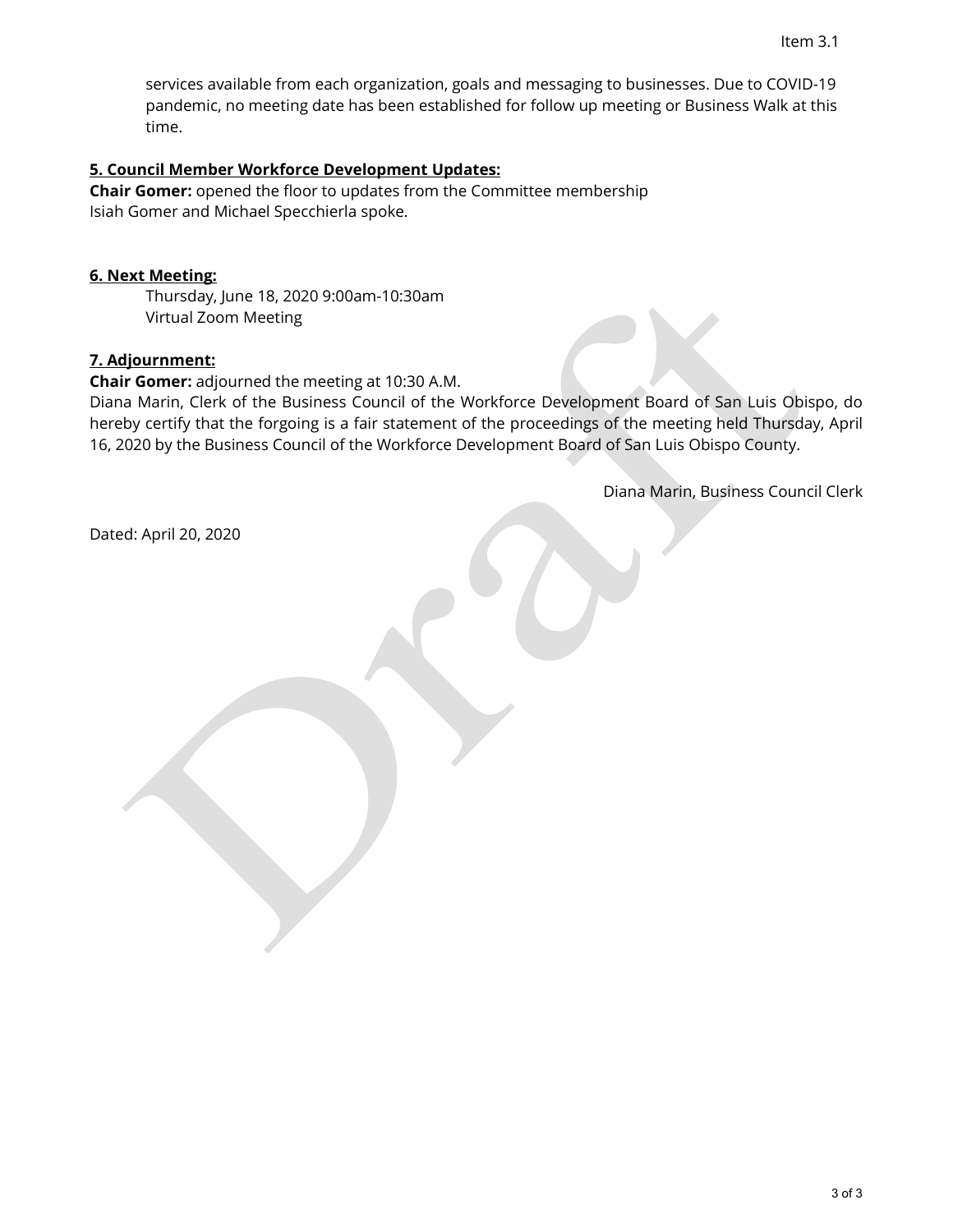services available from each organization, goals and messaging to businesses. Due to COVID-19 pandemic, no meeting date has been established for follow up meeting or Business Walk at this time.

**5. Council Member Workforce Development Updates:**

**Chair Gomer:** opened the floor to updates from the Committee membership
Isiah Gomer and Michael Specchierla spoke.

**6. Next Meeting:**

Thursday, June 18, 2020 9:00am-10:30am
Virtual Zoom Meeting

**7. Adjournment:**

**Chair Gomer:** adjourned the meeting at 10:30 A.M.
Diana Marin, Clerk of the Business Council of the Workforce Development Board of San Luis Obispo, do hereby certify that the forgoing is a fair statement of the proceedings of the meeting held Thursday, April 16, 2020 by the Business Council of the Workforce Development Board of San Luis Obispo County.

Diana Marin, Business Council Clerk

Dated: April 20, 2020

Draft